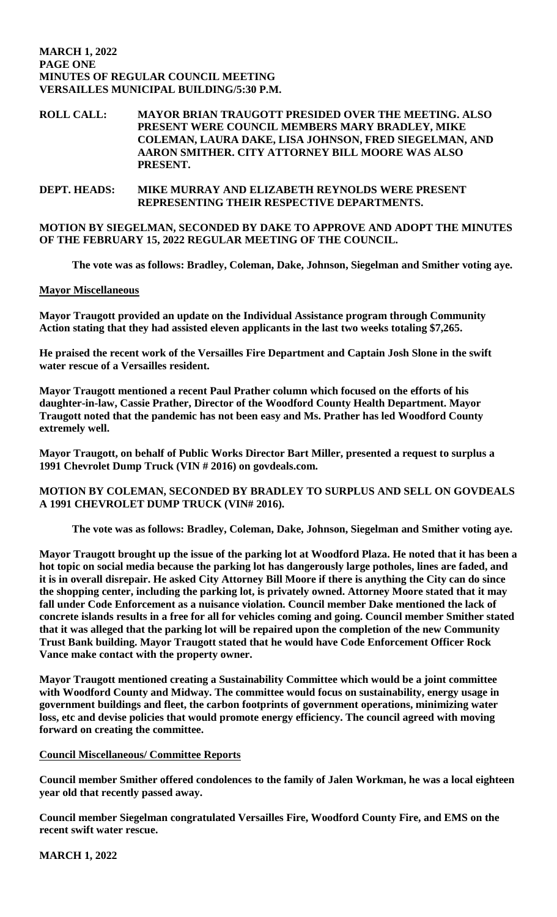**MARCH 1, 2022**
**PAGE ONE**
**MINUTES OF REGULAR COUNCIL MEETING**
**VERSAILLES MUNICIPAL BUILDING/5:30 P.M.**

**ROLL CALL:** **MAYOR BRIAN TRAUGOTT PRESIDED OVER THE MEETING. ALSO PRESENT WERE COUNCIL MEMBERS MARY BRADLEY, MIKE COLEMAN, LAURA DAKE, LISA JOHNSON, FRED SIEGELMAN, AND AARON SMITHER. CITY ATTORNEY BILL MOORE WAS ALSO PRESENT.**

**DEPT. HEADS:** **MIKE MURRAY AND ELIZABETH REYNOLDS WERE PRESENT REPRESENTING THEIR RESPECTIVE DEPARTMENTS.**

**MOTION BY SIEGELMAN, SECONDED BY DAKE TO APPROVE AND ADOPT THE MINUTES OF THE FEBRUARY 15, 2022 REGULAR MEETING OF THE COUNCIL.**

**The vote was as follows: Bradley, Coleman, Dake, Johnson, Siegelman and Smither voting aye.**

**Mayor Miscellaneous**

**Mayor Traugott provided an update on the Individual Assistance program through Community Action stating that they had assisted eleven applicants in the last two weeks totaling $7,265.**

**He praised the recent work of the Versailles Fire Department and Captain Josh Slone in the swift water rescue of a Versailles resident.**

**Mayor Traugott mentioned a recent Paul Prather column which focused on the efforts of his daughter-in-law, Cassie Prather, Director of the Woodford County Health Department. Mayor Traugott noted that the pandemic has not been easy and Ms. Prather has led Woodford County extremely well.**

**Mayor Traugott, on behalf of Public Works Director Bart Miller, presented a request to surplus a 1991 Chevrolet Dump Truck (VIN # 2016) on govdeals.com.**

**MOTION BY COLEMAN, SECONDED BY BRADLEY TO SURPLUS AND SELL ON GOVDEALS A 1991 CHEVROLET DUMP TRUCK (VIN# 2016).**

**The vote was as follows: Bradley, Coleman, Dake, Johnson, Siegelman and Smither voting aye.**

**Mayor Traugott brought up the issue of the parking lot at Woodford Plaza. He noted that it has been a hot topic on social media because the parking lot has dangerously large potholes, lines are faded, and it is in overall disrepair. He asked City Attorney Bill Moore if there is anything the City can do since the shopping center, including the parking lot, is privately owned. Attorney Moore stated that it may fall under Code Enforcement as a nuisance violation. Council member Dake mentioned the lack of concrete islands results in a free for all for vehicles coming and going. Council member Smither stated that it was alleged that the parking lot will be repaired upon the completion of the new Community Trust Bank building. Mayor Traugott stated that he would have Code Enforcement Officer Rock Vance make contact with the property owner.**

**Mayor Traugott mentioned creating a Sustainability Committee which would be a joint committee with Woodford County and Midway. The committee would focus on sustainability, energy usage in government buildings and fleet, the carbon footprints of government operations, minimizing water loss, etc and devise policies that would promote energy efficiency. The council agreed with moving forward on creating the committee.**

**Council Miscellaneous/ Committee Reports**

**Council member Smither offered condolences to the family of Jalen Workman, he was a local eighteen year old that recently passed away.**

**Council member Siegelman congratulated Versailles Fire, Woodford County Fire, and EMS on the recent swift water rescue.**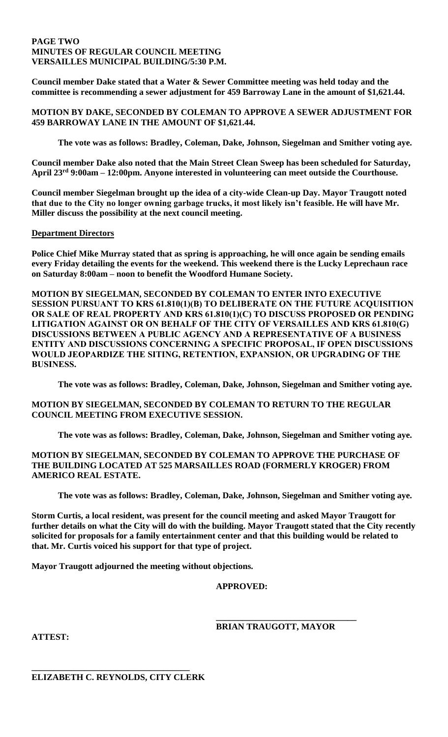**PAGE TWO**
**MINUTES OF REGULAR COUNCIL MEETING**
**VERSAILLES MUNICIPAL BUILDING/5:30 P.M.**

**Council member Dake stated that a Water & Sewer Committee meeting was held today and the committee is recommending a sewer adjustment for 459 Barroway Lane in the amount of $1,621.44.**

**MOTION BY DAKE, SECONDED BY COLEMAN TO APPROVE A SEWER ADJUSTMENT FOR 459 BARROWAY LANE IN THE AMOUNT OF $1,621.44.**

**The vote was as follows: Bradley, Coleman, Dake, Johnson, Siegelman and Smither voting aye.**

**Council member Dake also noted that the Main Street Clean Sweep has been scheduled for Saturday, April 23rd 9:00am – 12:00pm. Anyone interested in volunteering can meet outside the Courthouse.**

**Council member Siegelman brought up the idea of a city-wide Clean-up Day. Mayor Traugott noted that due to the City no longer owning garbage trucks, it most likely isn't feasible. He will have Mr. Miller discuss the possibility at the next council meeting.**

**Department Directors**

**Police Chief Mike Murray stated that as spring is approaching, he will once again be sending emails every Friday detailing the events for the weekend. This weekend there is the Lucky Leprechaun race on Saturday 8:00am – noon to benefit the Woodford Humane Society.**

**MOTION BY SIEGELMAN, SECONDED BY COLEMAN TO ENTER INTO EXECUTIVE SESSION PURSUANT TO KRS 61.810(1)(B) TO DELIBERATE ON THE FUTURE ACQUISITION OR SALE OF REAL PROPERTY AND KRS 61.810(1)(C) TO DISCUSS PROPOSED OR PENDING LITIGATION AGAINST OR ON BEHALF OF THE CITY OF VERSAILLES AND KRS 61.810(G) DISCUSSIONS BETWEEN A PUBLIC AGENCY AND A REPRESENTATIVE OF A BUSINESS ENTITY AND DISCUSSIONS CONCERNING A SPECIFIC PROPOSAL, IF OPEN DISCUSSIONS WOULD JEOPARDIZE THE SITING, RETENTION, EXPANSION, OR UPGRADING OF THE BUSINESS.**

**The vote was as follows: Bradley, Coleman, Dake, Johnson, Siegelman and Smither voting aye.**

**MOTION BY SIEGELMAN, SECONDED BY COLEMAN TO RETURN TO THE REGULAR COUNCIL MEETING FROM EXECUTIVE SESSION.**

**The vote was as follows: Bradley, Coleman, Dake, Johnson, Siegelman and Smither voting aye.**

**MOTION BY SIEGELMAN, SECONDED BY COLEMAN TO APPROVE THE PURCHASE OF THE BUILDING LOCATED AT 525 MARSAILLES ROAD (FORMERLY KROGER) FROM AMERICO REAL ESTATE.**

**The vote was as follows: Bradley, Coleman, Dake, Johnson, Siegelman and Smither voting aye.**

**Storm Curtis, a local resident, was present for the council meeting and asked Mayor Traugott for further details on what the City will do with the building. Mayor Traugott stated that the City recently solicited for proposals for a family entertainment center and that this building would be related to that. Mr. Curtis voiced his support for that type of project.**

**Mayor Traugott adjourned the meeting without objections.**

**APPROVED:**

**\_\_\_\_\_\_\_\_\_\_\_\_\_\_\_\_\_\_\_\_\_\_\_\_\_\_\_\_\_\_\_\_**
**BRIAN TRAUGOTT, MAYOR**

**ATTEST:**

**\_\_\_\_\_\_\_\_\_\_\_\_\_\_\_\_\_\_\_\_\_\_\_\_\_\_\_\_\_\_\_\_\_\_\_\_**
**ELIZABETH C. REYNOLDS, CITY CLERK**